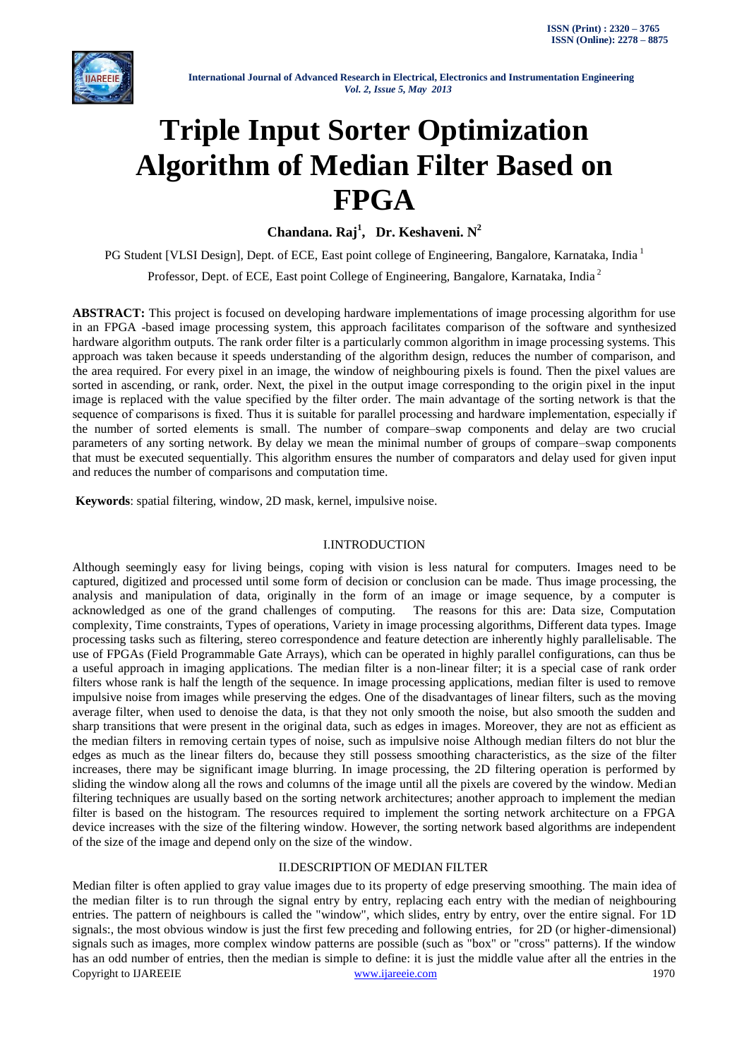# Triple Input Sorter Optimization Algorithm of Median Filter Based on FPGA

**Chandana. Raj[1], Dr. Keshaveni. N[2]**

PG Student [VLSI Design], Dept. of ECE, East point college of Engineering, Bangalore, Karnataka, India [1]

Professor, Dept. of ECE, East point College of Engineering, Bangalore, Karnataka, India [2]

**ABSTRACT:** This project is focused on developing hardware implementations of image processing algorithm for use in an FPGA -based image processing system, this approach facilitates comparison of the software and synthesized hardware algorithm outputs. The rank order filter is a particularly common algorithm in image processing systems. This approach was taken because it speeds understanding of the algorithm design, reduces the number of comparison, and the area required. For every pixel in an image, the window of neighbouring pixels is found. Then the pixel values are sorted in ascending, or rank, order. Next, the pixel in the output image corresponding to the origin pixel in the input image is replaced with the value specified by the filter order. The main advantage of the sorting network is that the sequence of comparisons is fixed. Thus it is suitable for parallel processing and hardware implementation, especially if the number of sorted elements is small. The number of compare–swap components and delay are two crucial parameters of any sorting network. By delay we mean the minimal number of groups of compare–swap components that must be executed sequentially. This algorithm ensures the number of comparators and delay used for given input and reduces the number of comparisons and computation time.

**Keywords**: spatial filtering, window, 2D mask, kernel, impulsive noise.

## I.INTRODUCTION

Although seemingly easy for living beings, coping with vision is less natural for computers. Images need to be captured, digitized and processed until some form of decision or conclusion can be made. Thus image processing, the analysis and manipulation of data, originally in the form of an image or image sequence, by a computer is acknowledged as one of the grand challenges of computing. The reasons for this are: Data size, Computation complexity, Time constraints, Types of operations, Variety in image processing algorithms, Different data types. Image processing tasks such as filtering, stereo correspondence and feature detection are inherently highly parallelisable. The use of FPGAs (Field Programmable Gate Arrays), which can be operated in highly parallel configurations, can thus be a useful approach in imaging applications. The median filter is a non-linear filter; it is a special case of rank order filters whose rank is half the length of the sequence. In image processing applications, median filter is used to remove impulsive noise from images while preserving the edges. One of the disadvantages of linear filters, such as the moving average filter, when used to denoise the data, is that they not only smooth the noise, but also smooth the sudden and sharp transitions that were present in the original data, such as edges in images. Moreover, they are not as efficient as the median filters in removing certain types of noise, such as impulsive noise Although median filters do not blur the edges as much as the linear filters do, because they still possess smoothing characteristics, as the size of the filter increases, there may be significant image blurring. In image processing, the 2D filtering operation is performed by sliding the window along all the rows and columns of the image until all the pixels are covered by the window. Median filtering techniques are usually based on the sorting network architectures; another approach to implement the median filter is based on the histogram. The resources required to implement the sorting network architecture on a FPGA device increases with the size of the filtering window. However, the sorting network based algorithms are independent of the size of the image and depend only on the size of the window.

## II.DESCRIPTION OF MEDIAN FILTER

Median filter is often applied to gray value images due to its property of edge preserving smoothing. The main idea of the median filter is to run through the signal entry by entry, replacing each entry with the median of neighbouring entries. The pattern of neighbours is called the "window", which slides, entry by entry, over the entire signal. For 1D signals:, the most obvious window is just the first few preceding and following entries, for 2D (or higher-dimensional) signals such as images, more complex window patterns are possible (such as "box" or "cross" patterns). If the window has an odd number of entries, then the median is simple to define: it is just the middle value after all the entries in the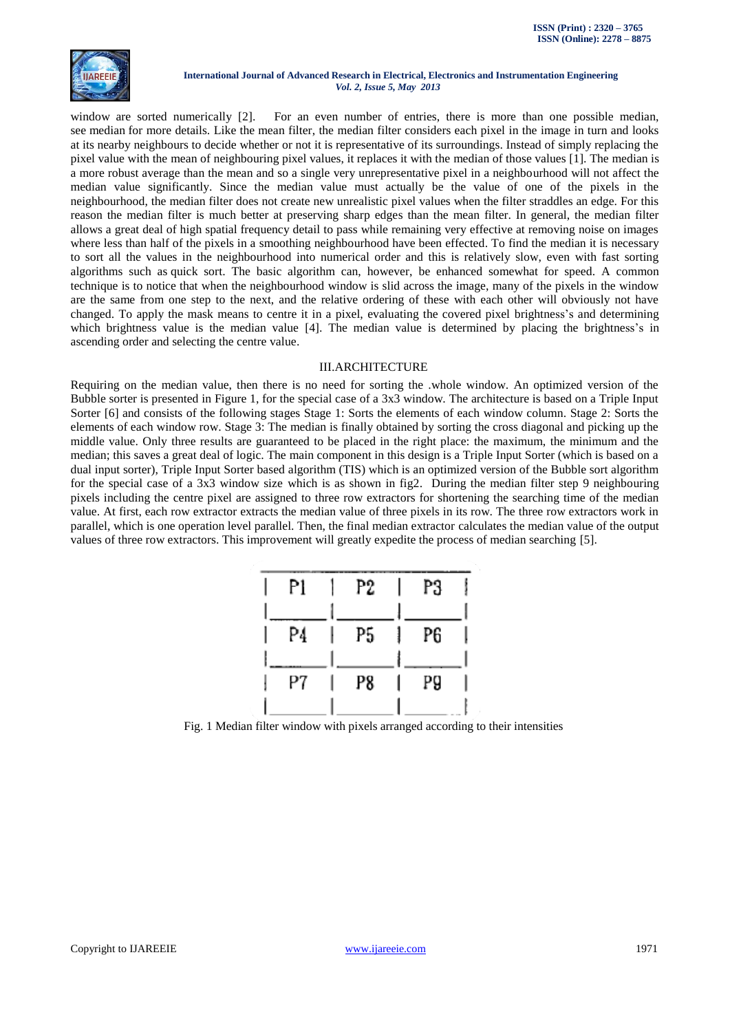window are sorted numerically [2]. For an even number of entries, there is more than one possible median, see median for more details. Like the mean filter, the median filter considers each pixel in the image in turn and looks at its nearby neighbours to decide whether or not it is representative of its surroundings. Instead of simply replacing the pixel value with the mean of neighbouring pixel values, it replaces it with the median of those values [1]. The median is a more robust average than the mean and so a single very unrepresentative pixel in a neighbourhood will not affect the median value significantly. Since the median value must actually be the value of one of the pixels in the neighbourhood, the median filter does not create new unrealistic pixel values when the filter straddles an edge. For this reason the median filter is much better at preserving sharp edges than the mean filter. In general, the median filter allows a great deal of high spatial frequency detail to pass while remaining very effective at removing noise on images where less than half of the pixels in a smoothing neighbourhood have been effected. To find the median it is necessary to sort all the values in the neighbourhood into numerical order and this is relatively slow, even with fast sorting algorithms such as quick sort. The basic algorithm can, however, be enhanced somewhat for speed. A common technique is to notice that when the neighbourhood window is slid across the image, many of the pixels in the window are the same from one step to the next, and the relative ordering of these with each other will obviously not have changed. To apply the mask means to centre it in a pixel, evaluating the covered pixel brightness's and determining which brightness value is the median value [4]. The median value is determined by placing the brightness's in ascending order and selecting the centre value.

## III.ARCHITECTURE

Requiring on the median value, then there is no need for sorting the .whole window. An optimized version of the Bubble sorter is presented in Figure 1, for the special case of a 3x3 window. The architecture is based on a Triple Input Sorter [6] and consists of the following stages Stage 1: Sorts the elements of each window column. Stage 2: Sorts the elements of each window row. Stage 3: The median is finally obtained by sorting the cross diagonal and picking up the middle value. Only three results are guaranteed to be placed in the right place: the maximum, the minimum and the median; this saves a great deal of logic. The main component in this design is a Triple Input Sorter (which is based on a dual input sorter), Triple Input Sorter based algorithm (TIS) which is an optimized version of the Bubble sort algorithm for the special case of a 3x3 window size which is as shown in fig2. During the median filter step 9 neighbouring pixels including the centre pixel are assigned to three row extractors for shortening the searching time of the median value. At first, each row extractor extracts the median value of three pixels in its row. The three row extractors work in parallel, which is one operation level parallel. Then, the final median extractor calculates the median value of the output values of three row extractors. This improvement will greatly expedite the process of median searching [5].

| P1 | P2 | P3 |
|---|---|---|
| P4 | P5 | P6 |
| P7 | P8 | P9 |

Fig. 1 Median filter window with pixels arranged according to their intensities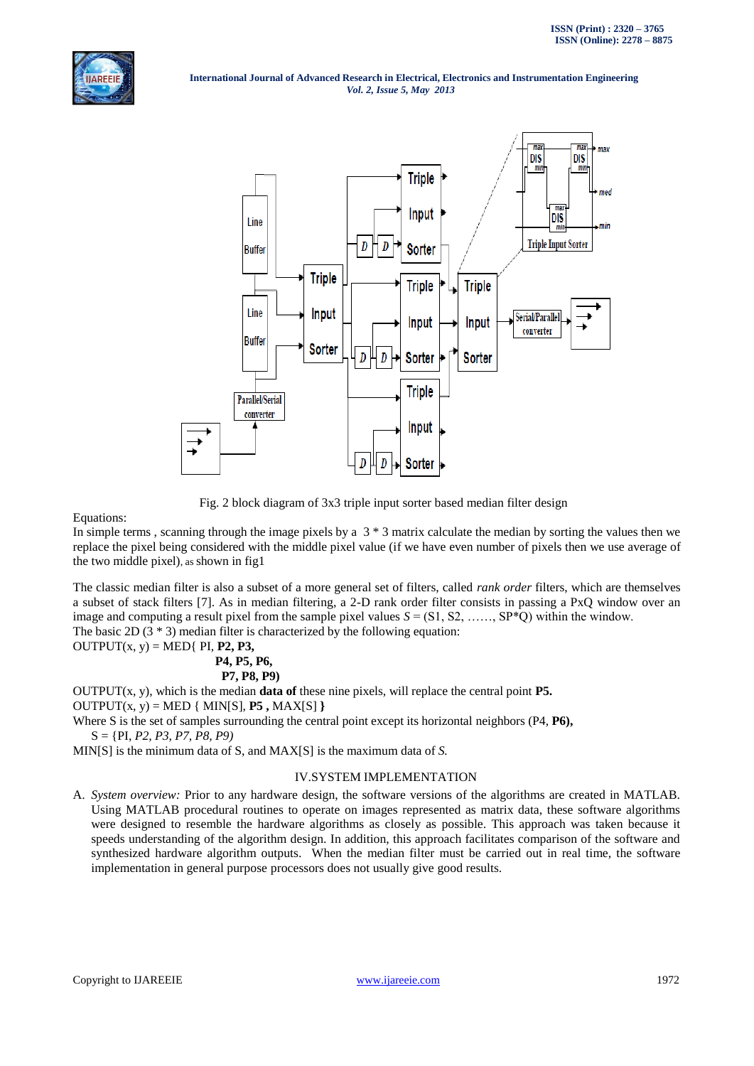Fig. 2 block diagram of 3x3 triple input sorter based median filter design

Equations:

In simple terms , scanning through the image pixels by a 3 * 3 matrix calculate the median by sorting the values then we replace the pixel being considered with the middle pixel value (if we have even number of pixels then we use average of the two middle pixel), as shown in fig1

The classic median filter is also a subset of a more general set of filters, called *rank order* filters, which are themselves a subset of stack filters [7]. As in median filtering, a 2-D rank order filter consists in passing a PxQ window over an image and computing a result pixel from the sample pixel values *S* = (S1, S2, ……, SP*Q) within the window.

The basic 2D (3 * 3) median filter is characterized by the following equation:

OUTPUT(x, y) = MED{ PI, **P2, P3,**
**P4, P5, P6,**
**P7, P8, P9)**

OUTPUT(x, y), which is the median **data of** these nine pixels, will replace the central point **P5.**

OUTPUT(x, y) = MED { MIN[S], **P5 ,** MAX[S] **}**

Where S is the set of samples surrounding the central point except its horizontal neighbors (P4, **P6),**

S = {PI, *P2, P3, P7, P8, P9)*

MIN[S] is the minimum data of S, and MAX[S] is the maximum data of *S.*

## IV.SYSTEM IMPLEMENTATION

A. *System overview:* Prior to any hardware design, the software versions of the algorithms are created in MATLAB. Using MATLAB procedural routines to operate on images represented as matrix data, these software algorithms were designed to resemble the hardware algorithms as closely as possible. This approach was taken because it speeds understanding of the algorithm design. In addition, this approach facilitates comparison of the software and synthesized hardware algorithm outputs. When the median filter must be carried out in real time, the software implementation in general purpose processors does not usually give good results.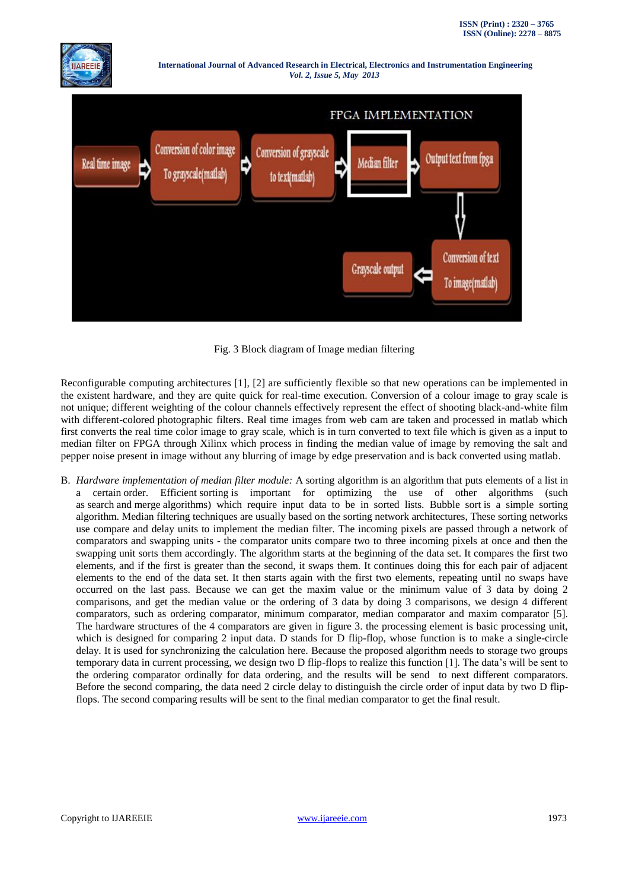Fig. 3 Block diagram of Image median filtering

Reconfigurable computing architectures [1], [2] are sufficiently flexible so that new operations can be implemented in the existent hardware, and they are quite quick for real-time execution. Conversion of a colour image to gray scale is not unique; different weighting of the colour channels effectively represent the effect of shooting black-and-white film with different-colored photographic filters. Real time images from web cam are taken and processed in matlab which first converts the real time color image to gray scale, which is in turn converted to text file which is given as a input to median filter on FPGA through Xilinx which process in finding the median value of image by removing the salt and pepper noise present in image without any blurring of image by edge preservation and is back converted using matlab.

B. *Hardware implementation of median filter module:* A sorting algorithm is an algorithm that puts elements of a list in a certain order. Efficient sorting is important for optimizing the use of other algorithms (such as search and merge algorithms) which require input data to be in sorted lists. Bubble sort is a simple sorting algorithm. Median filtering techniques are usually based on the sorting network architectures, These sorting networks use compare and delay units to implement the median filter. The incoming pixels are passed through a network of comparators and swapping units - the comparator units compare two to three incoming pixels at once and then the swapping unit sorts them accordingly. The algorithm starts at the beginning of the data set. It compares the first two elements, and if the first is greater than the second, it swaps them. It continues doing this for each pair of adjacent elements to the end of the data set. It then starts again with the first two elements, repeating until no swaps have occurred on the last pass. Because we can get the maxim value or the minimum value of 3 data by doing 2 comparisons, and get the median value or the ordering of 3 data by doing 3 comparisons, we design 4 different comparators, such as ordering comparator, minimum comparator, median comparator and maxim comparator [5]. The hardware structures of the 4 comparators are given in figure 3. the processing element is basic processing unit, which is designed for comparing 2 input data. D stands for D flip-flop, whose function is to make a single-circle delay. It is used for synchronizing the calculation here. Because the proposed algorithm needs to storage two groups temporary data in current processing, we design two D flip-flops to realize this function [1]. The data's will be sent to the ordering comparator ordinally for data ordering, and the results will be send to next different comparators. Before the second comparing, the data need 2 circle delay to distinguish the circle order of input data by two D flip-flops. The second comparing results will be sent to the final median comparator to get the final result.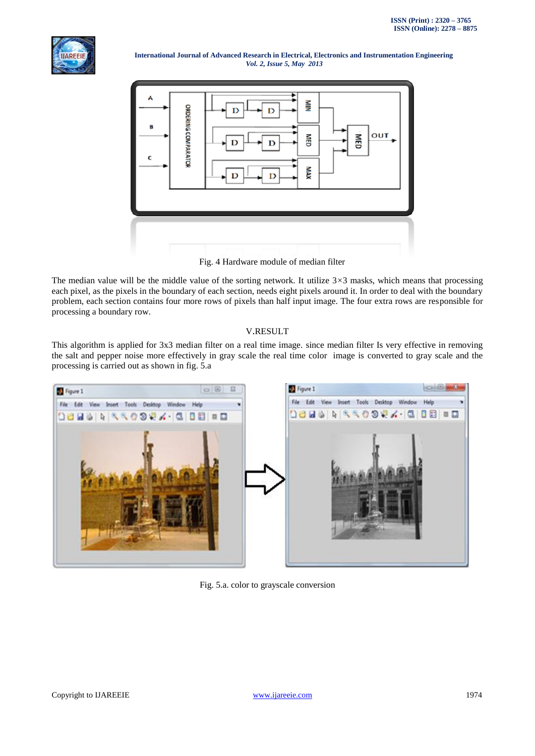Fig. 4 Hardware module of median filter

The median value will be the middle value of the sorting network. It utilize 3×3 masks, which means that processing each pixel, as the pixels in the boundary of each section, needs eight pixels around it. In order to deal with the boundary problem, each section contains four more rows of pixels than half input image. The four extra rows are responsible for processing a boundary row.

## V.RESULT

This algorithm is applied for 3x3 median filter on a real time image. since median filter Is very effective in removing the salt and pepper noise more effectively in gray scale the real time color image is converted to gray scale and the processing is carried out as shown in fig. 5.a

Fig. 5.a. color to grayscale conversion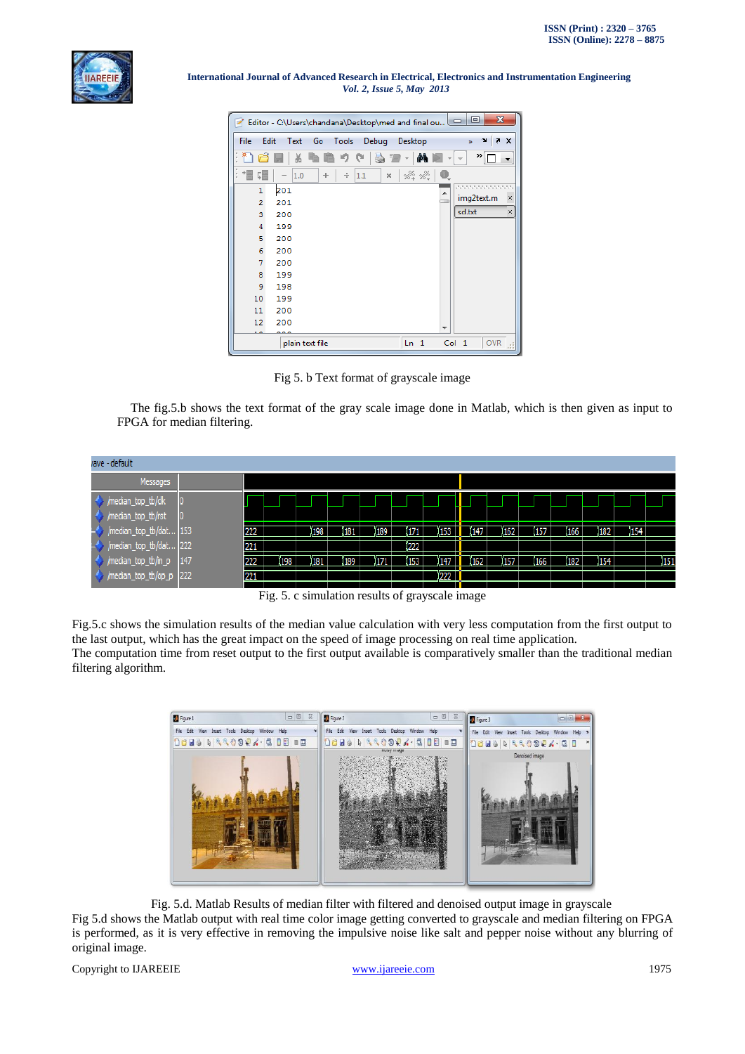Fig 5. b Text format of grayscale image

The fig.5.b shows the text format of the gray scale image done in Matlab, which is then given as input to FPGA for median filtering.

Fig. 5. c simulation results of grayscale image

Fig.5.c shows the simulation results of the median value calculation with very less computation from the first output to the last output, which has the great impact on the speed of image processing on real time application.
The computation time from reset output to the first output available is comparatively smaller than the traditional median filtering algorithm.

Fig. 5.d. Matlab Results of median filter with filtered and denoised output image in grayscale

Fig 5.d shows the Matlab output with real time color image getting converted to grayscale and median filtering on FPGA is performed, as it is very effective in removing the impulsive noise like salt and pepper noise without any blurring of original image.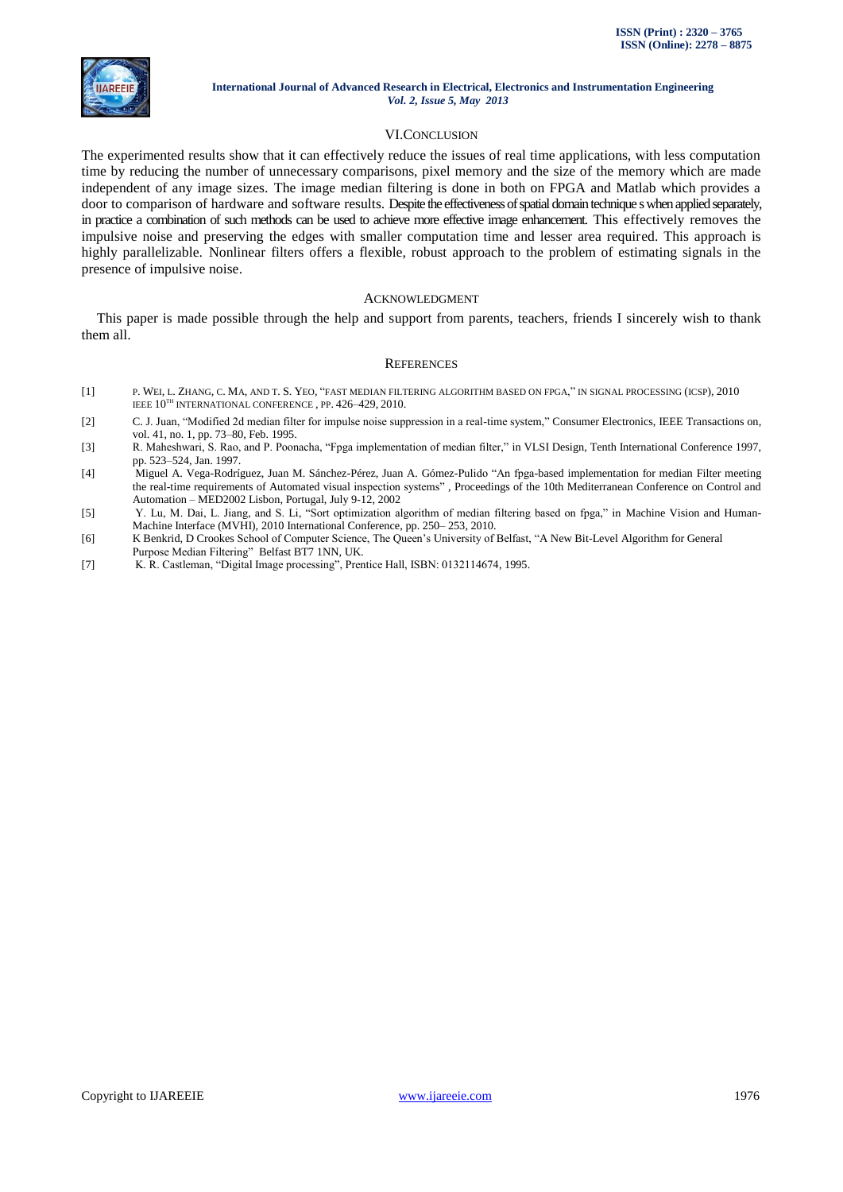## VI. Conclusion

The experimented results show that it can effectively reduce the issues of real time applications, with less computation time by reducing the number of unnecessary comparisons, pixel memory and the size of the memory which are made independent of any image sizes. The image median filtering is done in both on FPGA and Matlab which provides a door to comparison of hardware and software results. Despite the effectiveness of spatial domain technique s when applied separately, in practice a combination of such methods can be used to achieve more effective image enhancement. This effectively removes the impulsive noise and preserving the edges with smaller computation time and lesser area required. This approach is highly parallelizable. Nonlinear filters offers a flexible, robust approach to the problem of estimating signals in the presence of impulsive noise.

## Acknowledgment

This paper is made possible through the help and support from parents, teachers, friends I sincerely wish to thank them all.

## References

[1] P. Wei, L. Zhang, C. Ma, and T. S. Yeo, "Fast median filtering algorithm based on FPGA," in Signal Processing (ICSP), 2010 IEEE 10th International Conference , pp. 426–429, 2010.

[2] C. J. Juan, "Modified 2d median filter for impulse noise suppression in a real-time system," Consumer Electronics, IEEE Transactions on, vol. 41, no. 1, pp. 73–80, Feb. 1995.

[3] R. Maheshwari, S. Rao, and P. Poonacha, "Fpga implementation of median filter," in VLSI Design, Tenth International Conference 1997, pp. 523–524, Jan. 1997.

[4] Miguel A. Vega-Rodríguez, Juan M. Sánchez-Pérez, Juan A. Gómez-Pulido "An fpga-based implementation for median Filter meeting the real-time requirements of Automated visual inspection systems" , Proceedings of the 10th Mediterranean Conference on Control and Automation – MED2002 Lisbon, Portugal, July 9-12, 2002

[5] Y. Lu, M. Dai, L. Jiang, and S. Li, "Sort optimization algorithm of median filtering based on fpga," in Machine Vision and Human-Machine Interface (MVHI), 2010 International Conference, pp. 250– 253, 2010.

[6] K Benkrid, D Crookes School of Computer Science, The Queen's University of Belfast, "A New Bit-Level Algorithm for General Purpose Median Filtering" Belfast BT7 1NN, UK.

[7] K. R. Castleman, "Digital Image processing", Prentice Hall, ISBN: 0132114674, 1995.